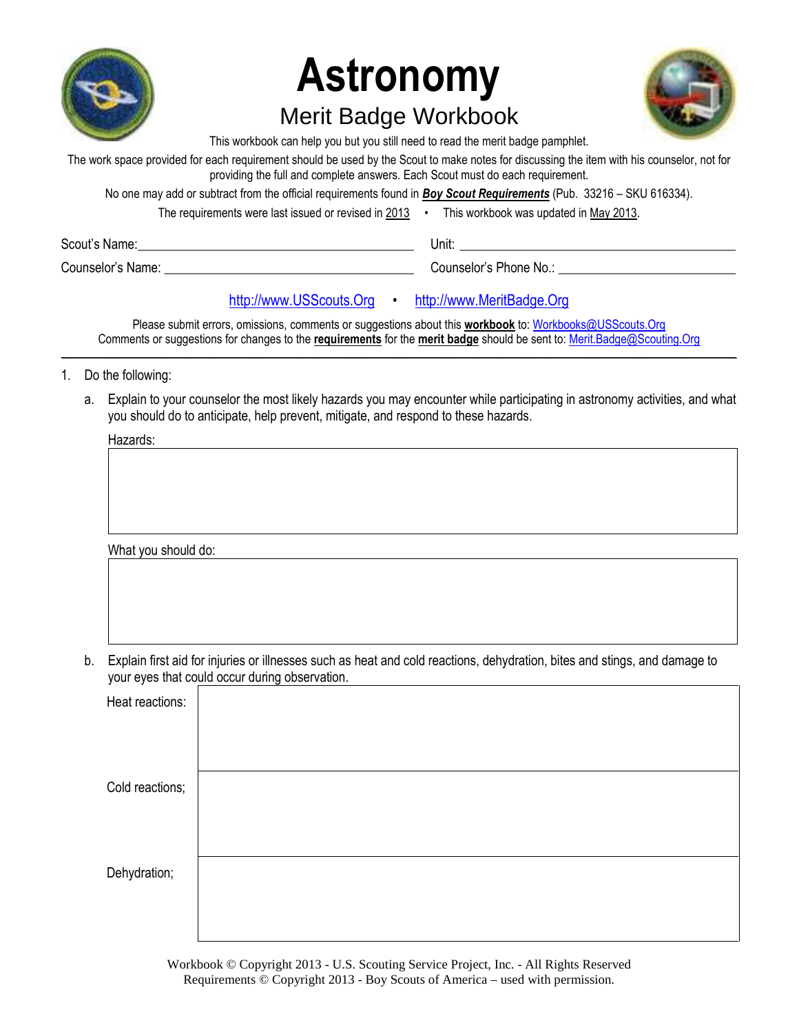# Astronomy

## Merit Badge Workbook

This workbook can help you but you still need to read the merit badge pamphlet.

The work space provided for each requirement should be used by the Scout to make notes for discussing the item with his counselor, not for providing the full and complete answers. Each Scout must do each requirement.

No one may add or subtract from the official requirements found in ***Boy Scout Requirements*** (Pub. 33216 – SKU 616334).

The requirements were last issued or revised in 2013 • This workbook was updated in May 2013.

Scout's Name:___________________________________________ Unit: ___________________________________________

Counselor's Name: ______________________________________ Counselor's Phone No.: ___________________________

http://www.USScouts.Org • http://www.MeritBadge.Org

Please submit errors, omissions, comments or suggestions about this **workbook** to: Workbooks@USScouts.Org
Comments or suggestions for changes to the **requirements** for the **merit badge** should be sent to: Merit.Badge@Scouting.Org

---

1. Do the following:

   a. Explain to your counselor the most likely hazards you may encounter while participating in astronomy activities, and what you should do to anticipate, help prevent, mitigate, and respond to these hazards.

   Hazards:

   | |
   |---|
   | |

   What you should do:

   | |
   |---|
   | |

   b. Explain first aid for injuries or illnesses such as heat and cold reactions, dehydration, bites and stings, and damage to your eyes that could occur during observation.

   | | |
   |---|---|
   | Heat reactions: | |
   | Cold reactions; | |
   | Dehydration; | |

Workbook © Copyright 2013 - U.S. Scouting Service Project, Inc. - All Rights Reserved
Requirements © Copyright 2013 - Boy Scouts of America – used with permission.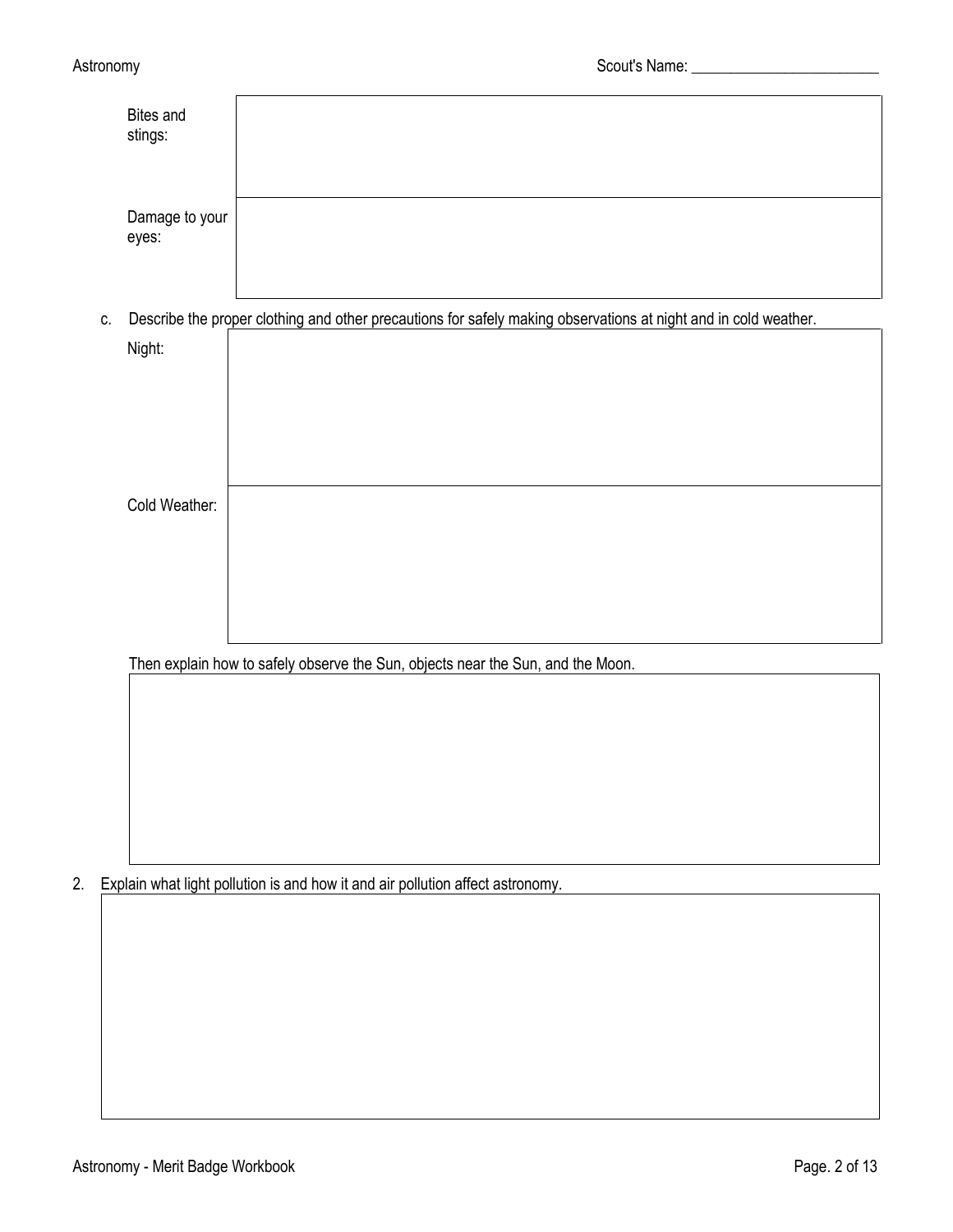| | |
|---|---|
| Bites and stings: | |
| Damage to your eyes: | |

c. Describe the proper clothing and other precautions for safely making observations at night and in cold weather.

| | |
|---|---|
| Night: | |
| Cold Weather: | |

Then explain how to safely observe the Sun, objects near the Sun, and the Moon.

| |
|---|
| |

2. Explain what light pollution is and how it and air pollution affect astronomy.

| |
|---|
| |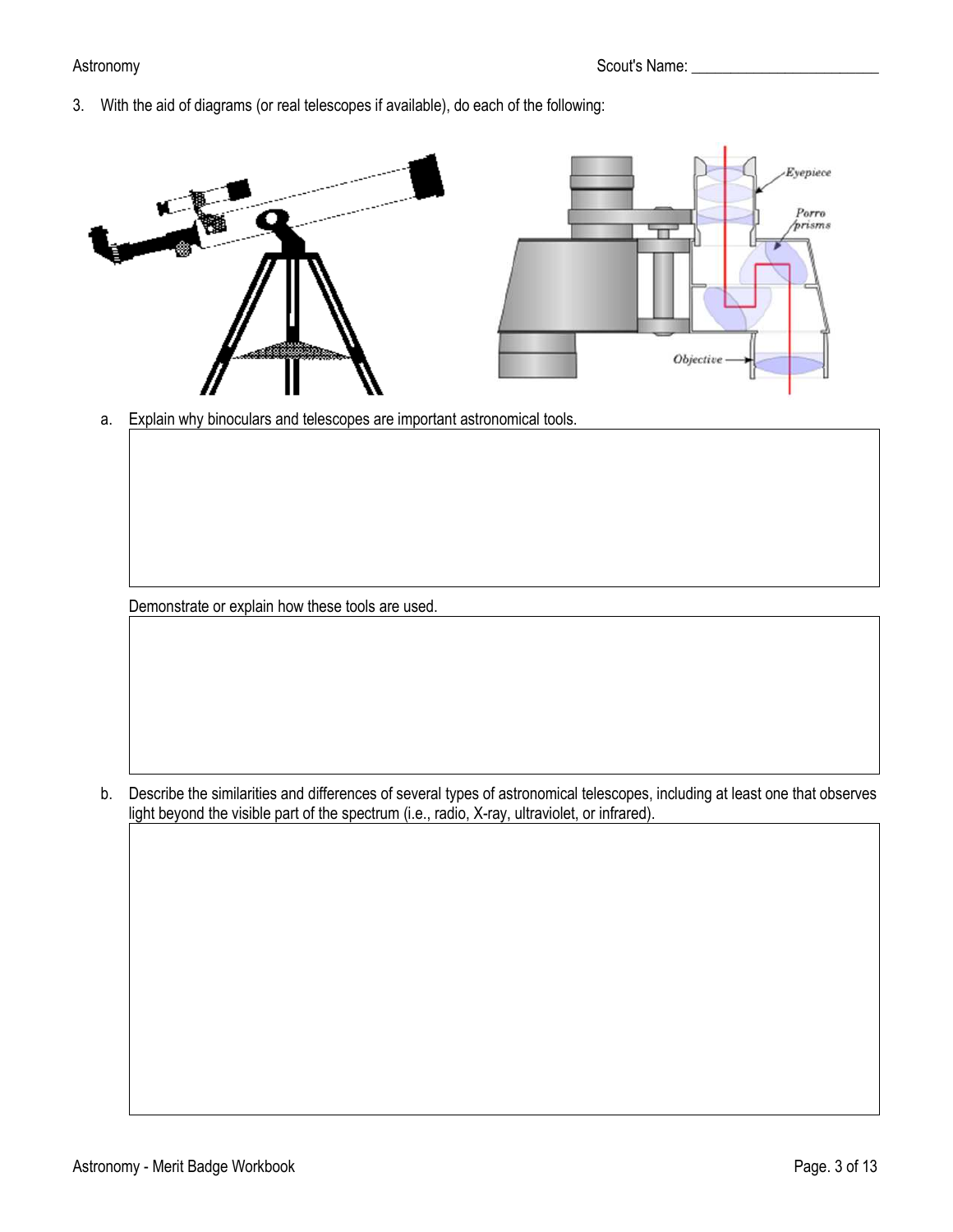3. With the aid of diagrams (or real telescopes if available), do each of the following:

   a. Explain why binoculars and telescopes are important astronomical tools.

   Demonstrate or explain how these tools are used.

   b. Describe the similarities and differences of several types of astronomical telescopes, including at least one that observes light beyond the visible part of the spectrum (i.e., radio, X-ray, ultraviolet, or infrared).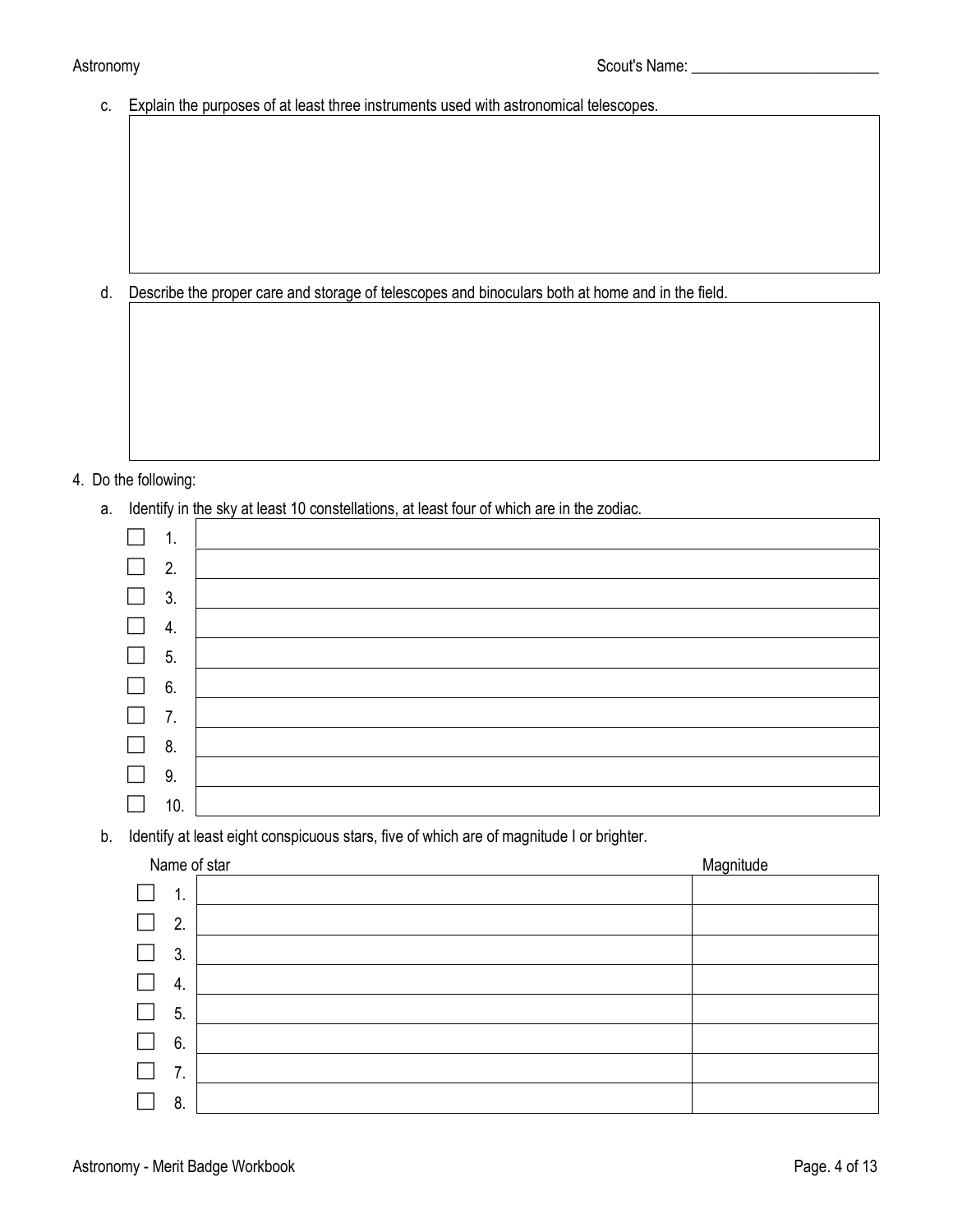c. Explain the purposes of at least three instruments used with astronomical telescopes.

d. Describe the proper care and storage of telescopes and binoculars both at home and in the field.

4. Do the following:

a. Identify in the sky at least 10 constellations, at least four of which are in the zodiac.

| | |
|---|---|
| ☐ 1. | |
| ☐ 2. | |
| ☐ 3. | |
| ☐ 4. | |
| ☐ 5. | |
| ☐ 6. | |
| ☐ 7. | |
| ☐ 8. | |
| ☐ 9. | |
| ☐ 10. | |

b. Identify at least eight conspicuous stars, five of which are of magnitude I or brighter.

| | Name of star | Magnitude |
|---|---|---|
| ☐ 1. | | |
| ☐ 2. | | |
| ☐ 3. | | |
| ☐ 4. | | |
| ☐ 5. | | |
| ☐ 6. | | |
| ☐ 7. | | |
| ☐ 8. | | |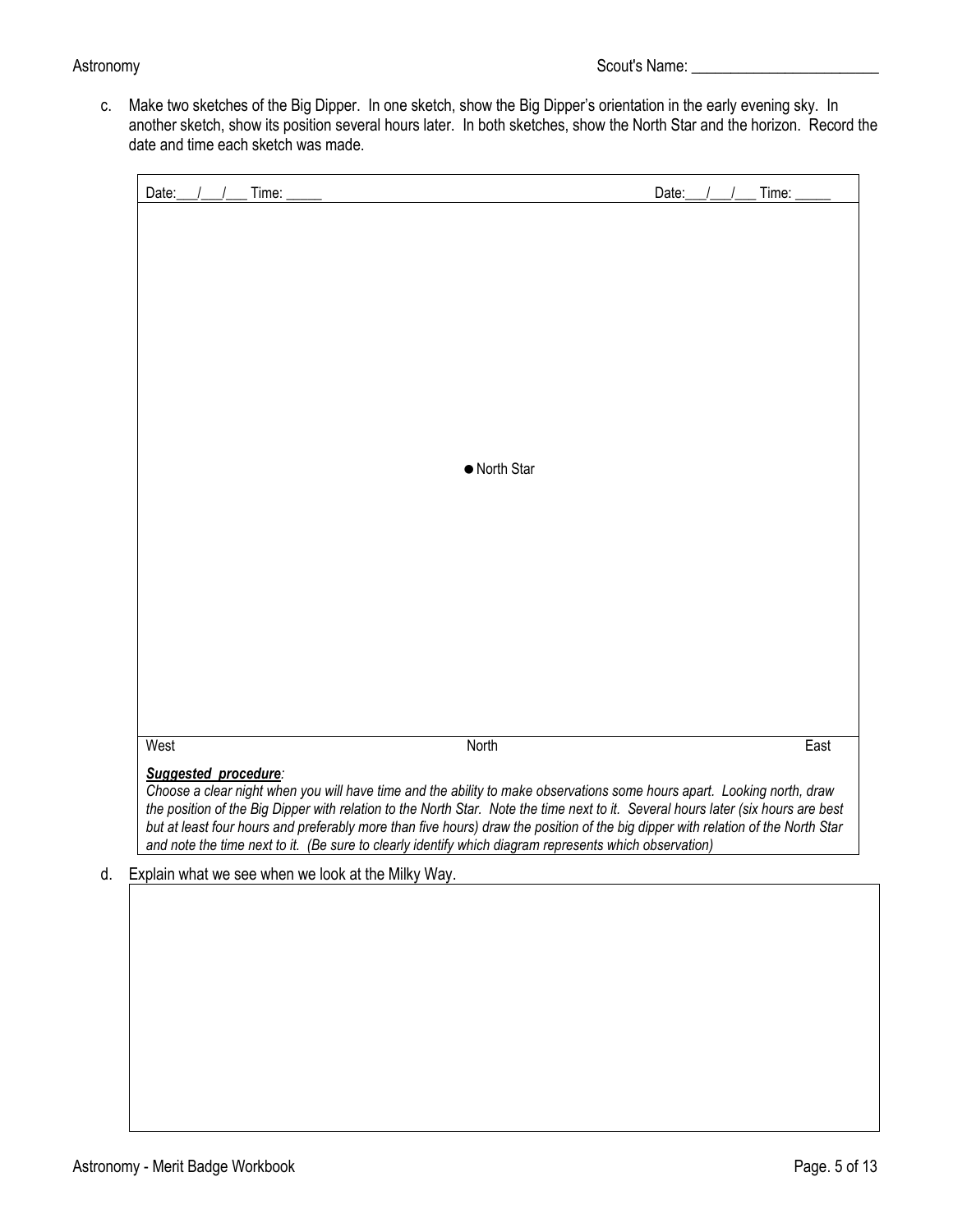Scout's Name: ________________________

c. Make two sketches of the Big Dipper. In one sketch, show the Big Dipper's orientation in the early evening sky. In another sketch, show its position several hours later. In both sketches, show the North Star and the horizon. Record the date and time each sketch was made.

| Date:___/___/___ Time: _____ | | Date:___/___/___ Time: _____ |
|---|---|---|
| | ● North Star | |
| West | North | East |

***Suggested procedure**:*
*Choose a clear night when you will have time and the ability to make observations some hours apart. Looking north, draw the position of the Big Dipper with relation to the North Star. Note the time next to it. Several hours later (six hours are best but at least four hours and preferably more than five hours) draw the position of the big dipper with relation of the North Star and note the time next to it. (Be sure to clearly identify which diagram represents which observation)*

d. Explain what we see when we look at the Milky Way.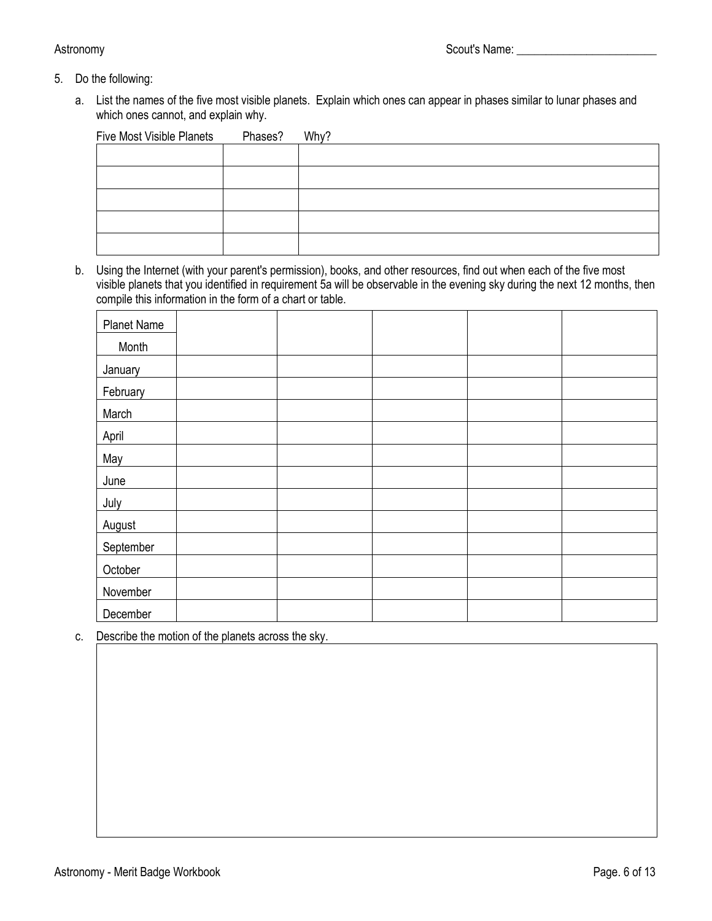5. Do the following:

   a. List the names of the five most visible planets. Explain which ones can appear in phases similar to lunar phases and which ones cannot, and explain why.

| Five Most Visible Planets | Phases? | Why? |
|---|---|---|
| | | |
| | | |
| | | |
| | | |
| | | |

   b. Using the Internet (with your parent's permission), books, and other resources, find out when each of the five most visible planets that you identified in requirement 5a will be observable in the evening sky during the next 12 months, then compile this information in the form of a chart or table.

| Planet Name / Month | | | | | |
|---|---|---|---|---|---|
| January | | | | | |
| February | | | | | |
| March | | | | | |
| April | | | | | |
| May | | | | | |
| June | | | | | |
| July | | | | | |
| August | | | | | |
| September | | | | | |
| October | | | | | |
| November | | | | | |
| December | | | | | |

   c. Describe the motion of the planets across the sky.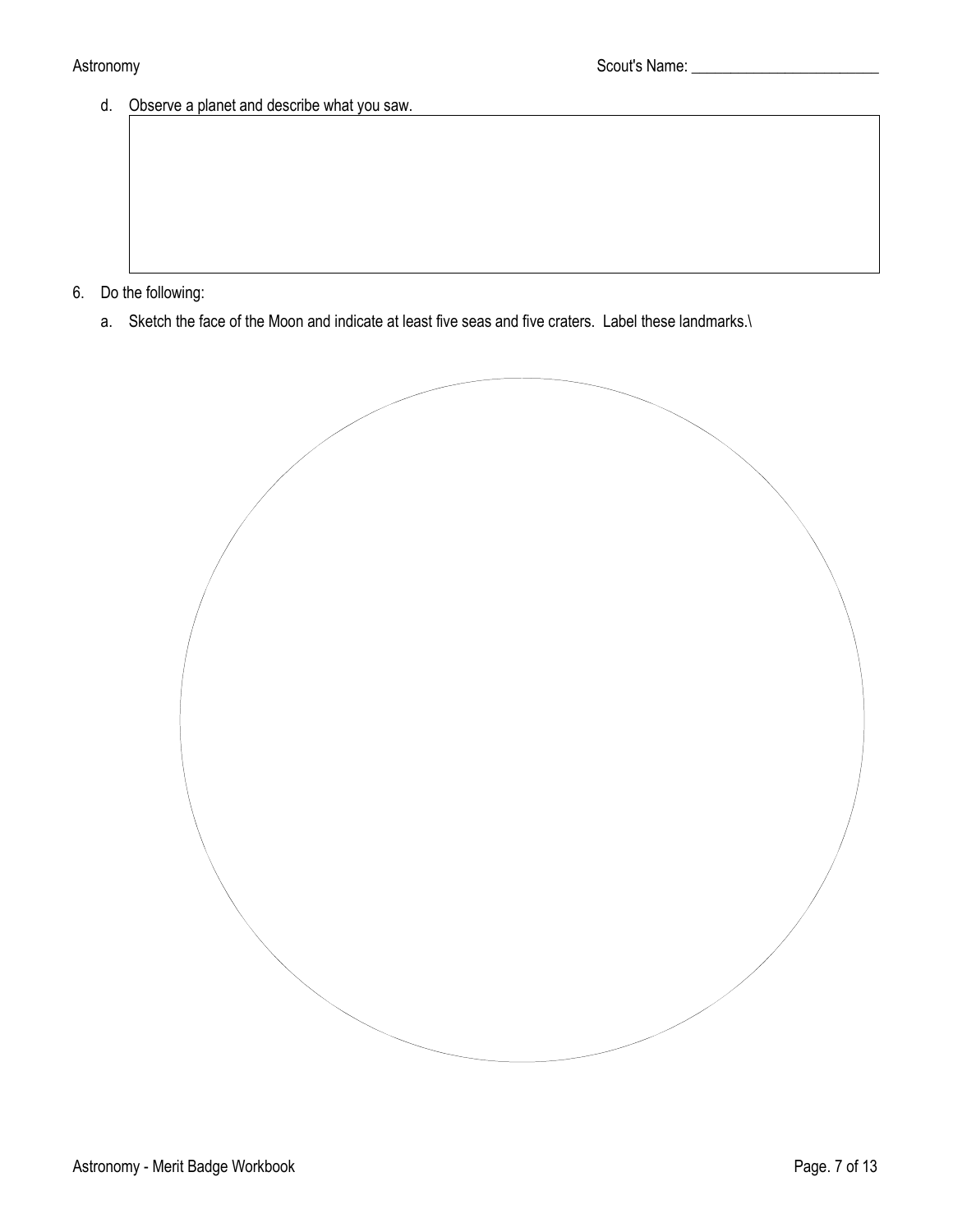d. Observe a planet and describe what you saw.

6. Do the following:

   a. Sketch the face of the Moon and indicate at least five seas and five craters. Label these landmarks.\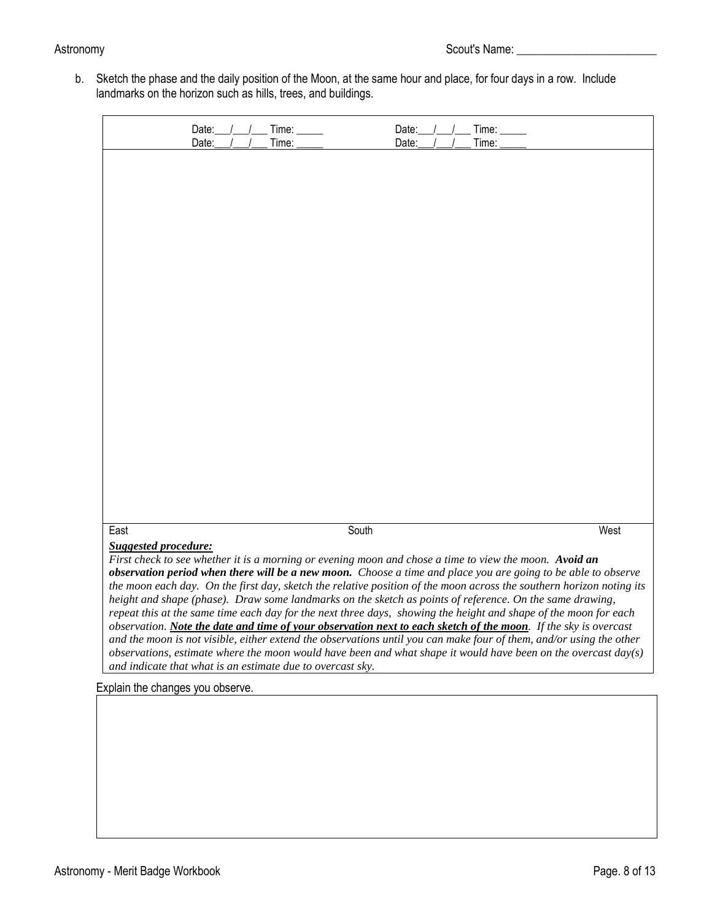Scout's Name: ________________________

b. Sketch the phase and the daily position of the Moon, at the same hour and place, for four days in a row. Include landmarks on the horizon such as hills, trees, and buildings.

| Date:\_\_\_/\_\_\_/\_\_\_ Time: \_\_\_\_\_ <br> Date:\_\_\_/\_\_\_/\_\_\_ Time: \_\_\_\_\_ | Date:\_\_\_/\_\_\_/\_\_\_ Time: \_\_\_\_\_ <br> Date:\_\_\_/\_\_\_/\_\_\_ Time: \_\_\_\_\_ |
|---|---|
| | |

East | South | West

***Suggested procedure:***

*First check to see whether it is a morning or evening moon and chose a time to view the moon.* ***Avoid an observation period when there will be a new moon.*** *Choose a time and place you are going to be able to observe the moon each day. On the first day, sketch the relative position of the moon across the southern horizon noting its height and shape (phase). Draw some landmarks on the sketch as points of reference. On the same drawing, repeat this at the same time each day for the next three days, showing the height and shape of the moon for each observation.* ***Note the date and time of your observation next to each sketch of the moon****. If the sky is overcast and the moon is not visible, either extend the observations until you can make four of them, and/or using the other observations, estimate where the moon would have been and what shape it would have been on the overcast day(s) and indicate that what is an estimate due to overcast sky.*

Explain the changes you observe.

| |
|---|
| |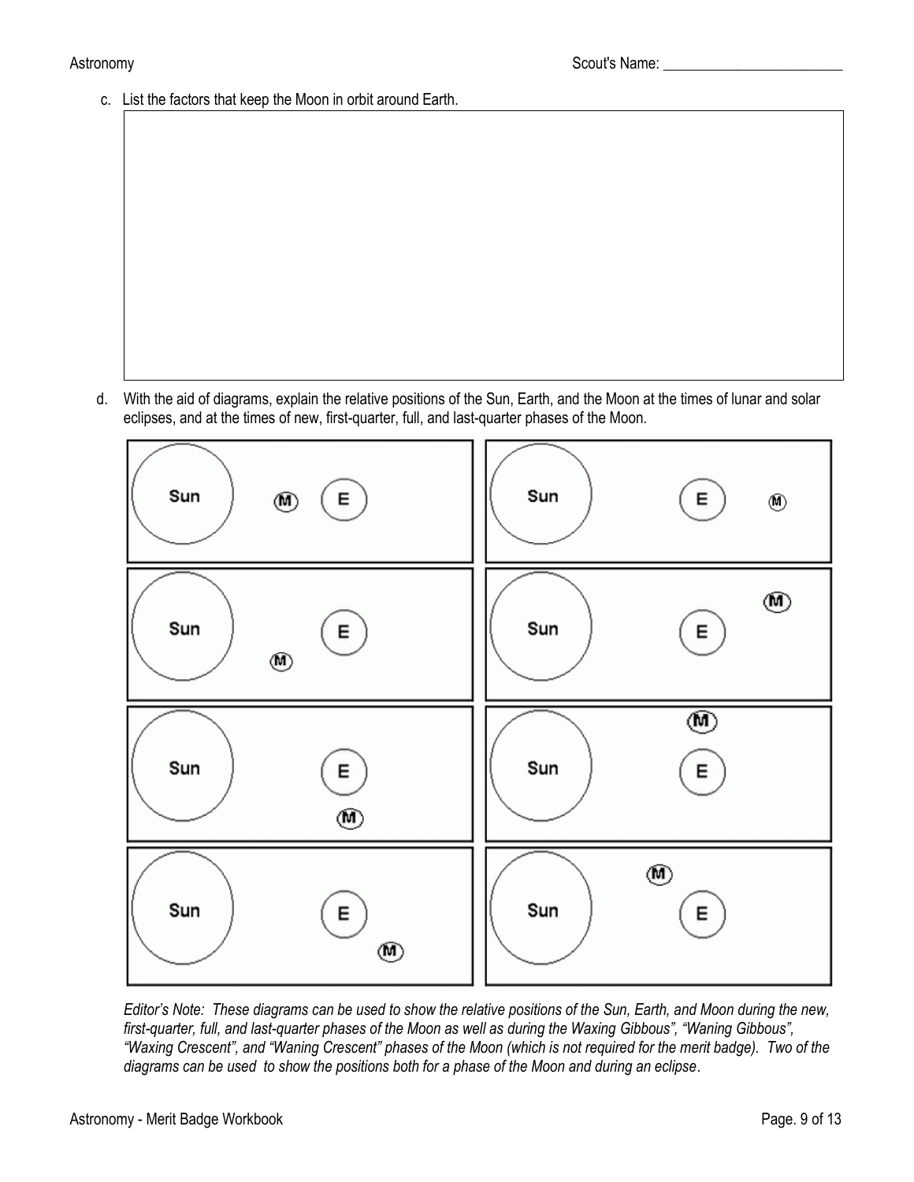c. List the factors that keep the Moon in orbit around Earth.

d. With the aid of diagrams, explain the relative positions of the Sun, Earth, and the Moon at the times of lunar and solar eclipses, and at the times of new, first-quarter, full, and last-quarter phases of the Moon.

| Sun M E | Sun E M |
|---|---|
| Sun E M | Sun M E |
| Sun E M | Sun M E |
| Sun E M | Sun M E |

*Editor's Note: These diagrams can be used to show the relative positions of the Sun, Earth, and Moon during the new, first-quarter, full, and last-quarter phases of the Moon as well as during the Waxing Gibbous", "Waning Gibbous", "Waxing Crescent", and "Waning Crescent" phases of the Moon (which is not required for the merit badge). Two of the diagrams can be used to show the positions both for a phase of the Moon and during an eclipse.*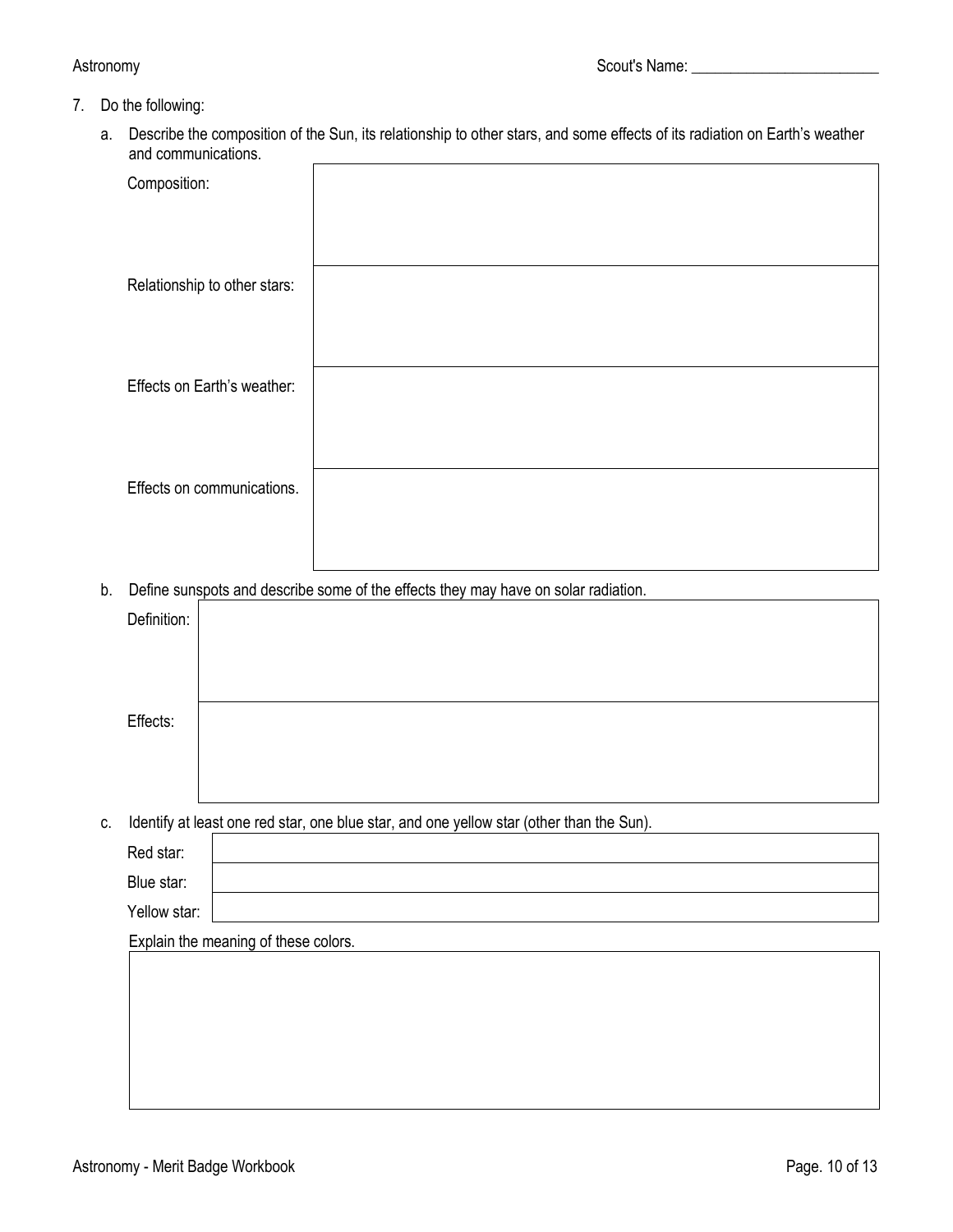7. Do the following:

   a. Describe the composition of the Sun, its relationship to other stars, and some effects of its radiation on Earth's weather and communications.

| | |
|---|---|
| Composition: | |
| Relationship to other stars: | |
| Effects on Earth's weather: | |
| Effects on communications. | |

   b. Define sunspots and describe some of the effects they may have on solar radiation.

| | |
|---|---|
| Definition: | |
| Effects: | |

   c. Identify at least one red star, one blue star, and one yellow star (other than the Sun).

| | |
|---|---|
| Red star: | |
| Blue star: | |
| Yellow star: | |

   Explain the meaning of these colors.

| |
|---|
| |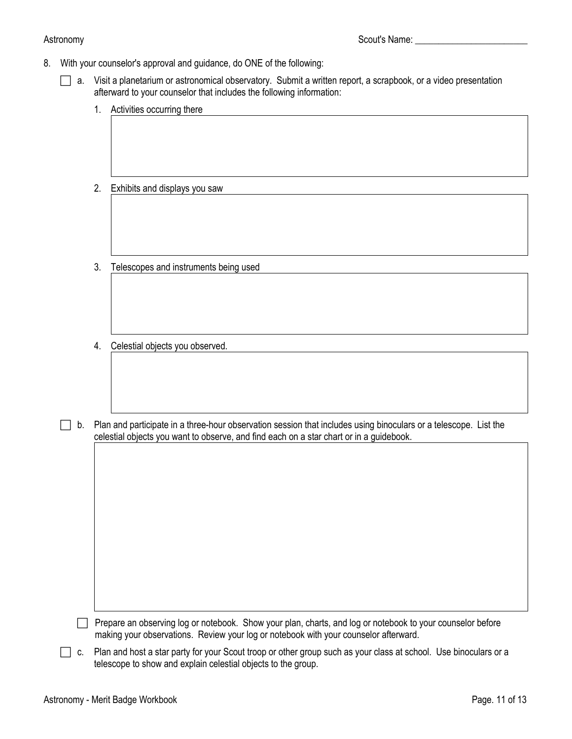8. With your counselor's approval and guidance, do ONE of the following:

- [ ] a. Visit a planetarium or astronomical observatory. Submit a written report, a scrapbook, or a video presentation afterward to your counselor that includes the following information:

    1. Activities occurring there

    2. Exhibits and displays you saw

    3. Telescopes and instruments being used

    4. Celestial objects you observed.

- [ ] b. Plan and participate in a three-hour observation session that includes using binoculars or a telescope. List the celestial objects you want to observe, and find each on a star chart or in a guidebook.

    - [ ] Prepare an observing log or notebook. Show your plan, charts, and log or notebook to your counselor before making your observations. Review your log or notebook with your counselor afterward.

- [ ] c. Plan and host a star party for your Scout troop or other group such as your class at school. Use binoculars or a telescope to show and explain celestial objects to the group.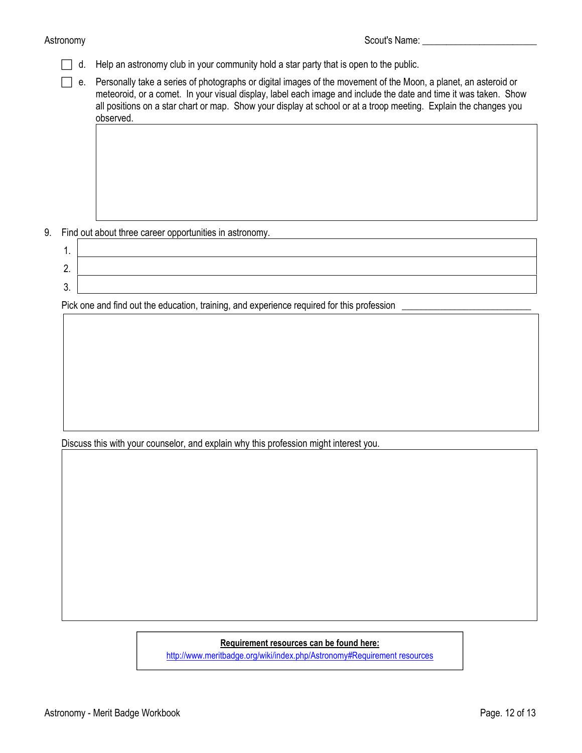- [ ] d. Help an astronomy club in your community hold a star party that is open to the public.
- [ ] e. Personally take a series of photographs or digital images of the movement of the Moon, a planet, an asteroid or meteoroid, or a comet. In your visual display, label each image and include the date and time it was taken. Show all positions on a star chart or map. Show your display at school or at a troop meeting. Explain the changes you observed.

9. Find out about three career opportunities in astronomy.

   1.
   2.
   3.

   Pick one and find out the education, training, and experience required for this profession ___________________________

   Discuss this with your counselor, and explain why this profession might interest you.

**Requirement resources can be found here:**
http://www.meritbadge.org/wiki/index.php/Astronomy#Requirement resources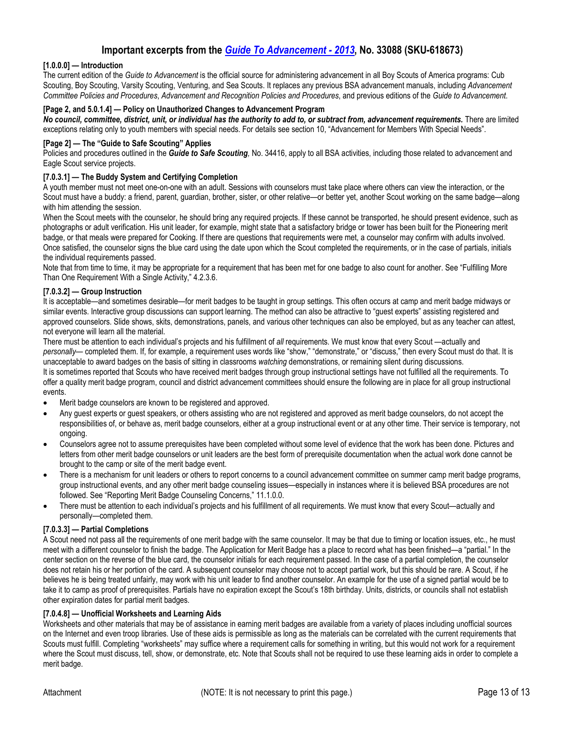# Important excerpts from the *Guide To Advancement - 2013*, No. 33088 (SKU-618673)

**[1.0.0.0] — Introduction**

The current edition of the *Guide to Advancement* is the official source for administering advancement in all Boy Scouts of America programs: Cub Scouting, Boy Scouting, Varsity Scouting, Venturing, and Sea Scouts. It replaces any previous BSA advancement manuals, including *Advancement Committee Policies and Procedures*, *Advancement and Recognition Policies and Procedures*, and previous editions of the *Guide to Advancement*.

**[Page 2, and 5.0.1.4] — Policy on Unauthorized Changes to Advancement Program**

***No council, committee, district, unit, or individual has the authority to add to, or subtract from, advancement requirements.*** There are limited exceptions relating only to youth members with special needs. For details see section 10, "Advancement for Members With Special Needs".

**[Page 2] — The "Guide to Safe Scouting" Applies**

Policies and procedures outlined in the ***Guide to Safe Scouting***, No. 34416, apply to all BSA activities, including those related to advancement and Eagle Scout service projects.

**[7.0.3.1] — The Buddy System and Certifying Completion**

A youth member must not meet one-on-one with an adult. Sessions with counselors must take place where others can view the interaction, or the Scout must have a buddy: a friend, parent, guardian, brother, sister, or other relative—or better yet, another Scout working on the same badge—along with him attending the session.

When the Scout meets with the counselor, he should bring any required projects. If these cannot be transported, he should present evidence, such as photographs or adult verification. His unit leader, for example, might state that a satisfactory bridge or tower has been built for the Pioneering merit badge, or that meals were prepared for Cooking. If there are questions that requirements were met, a counselor may confirm with adults involved. Once satisfied, the counselor signs the blue card using the date upon which the Scout completed the requirements, or in the case of partials, initials the individual requirements passed.

Note that from time to time, it may be appropriate for a requirement that has been met for one badge to also count for another. See "Fulfilling More Than One Requirement With a Single Activity," 4.2.3.6.

**[7.0.3.2] — Group Instruction**

It is acceptable—and sometimes desirable—for merit badges to be taught in group settings. This often occurs at camp and merit badge midways or similar events. Interactive group discussions can support learning. The method can also be attractive to "guest experts" assisting registered and approved counselors. Slide shows, skits, demonstrations, panels, and various other techniques can also be employed, but as any teacher can attest, not everyone will learn all the material.

There must be attention to each individual's projects and his fulfillment of *all* requirements. We must know that every Scout —actually and *personally*— completed them. If, for example, a requirement uses words like "show," "demonstrate," or "discuss," then every Scout must do that. It is unacceptable to award badges on the basis of sitting in classrooms *watching* demonstrations, or remaining silent during discussions.

It is sometimes reported that Scouts who have received merit badges through group instructional settings have not fulfilled all the requirements. To offer a quality merit badge program, council and district advancement committees should ensure the following are in place for all group instructional events.

- Merit badge counselors are known to be registered and approved.
- Any guest experts or guest speakers, or others assisting who are not registered and approved as merit badge counselors, do not accept the responsibilities of, or behave as, merit badge counselors, either at a group instructional event or at any other time. Their service is temporary, not ongoing.
- Counselors agree not to assume prerequisites have been completed without some level of evidence that the work has been done. Pictures and letters from other merit badge counselors or unit leaders are the best form of prerequisite documentation when the actual work done cannot be brought to the camp or site of the merit badge event.
- There is a mechanism for unit leaders or others to report concerns to a council advancement committee on summer camp merit badge programs, group instructional events, and any other merit badge counseling issues—especially in instances where it is believed BSA procedures are not followed. See "Reporting Merit Badge Counseling Concerns," 11.1.0.0.
- There must be attention to each individual's projects and his fulfillment of all requirements. We must know that every Scout—actually and personally—completed them.

**[7.0.3.3] — Partial Completions**

A Scout need not pass all the requirements of one merit badge with the same counselor. It may be that due to timing or location issues, etc., he must meet with a different counselor to finish the badge. The Application for Merit Badge has a place to record what has been finished—a "partial." In the center section on the reverse of the blue card, the counselor initials for each requirement passed. In the case of a partial completion, the counselor does not retain his or her portion of the card. A subsequent counselor may choose not to accept partial work, but this should be rare. A Scout, if he believes he is being treated unfairly, may work with his unit leader to find another counselor. An example for the use of a signed partial would be to take it to camp as proof of prerequisites. Partials have no expiration except the Scout's 18th birthday. Units, districts, or councils shall not establish other expiration dates for partial merit badges.

**[7.0.4.8] — Unofficial Worksheets and Learning Aids**

Worksheets and other materials that may be of assistance in earning merit badges are available from a variety of places including unofficial sources on the Internet and even troop libraries. Use of these aids is permissible as long as the materials can be correlated with the current requirements that Scouts must fulfill. Completing "worksheets" may suffice where a requirement calls for something in writing, but this would not work for a requirement where the Scout must discuss, tell, show, or demonstrate, etc. Note that Scouts shall not be required to use these learning aids in order to complete a merit badge.

Attachment (NOTE: It is not necessary to print this page.)